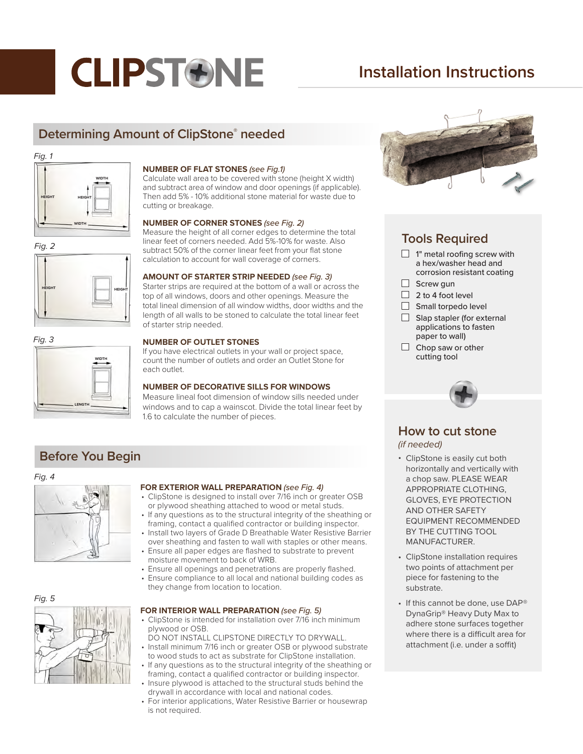# CLIPSTONE

## Installation Instructions

## Determining Amount of ClipStone® needed

Fig. 1

**NUMBER OF FLAT STONES** ***(see Fig.1)***
Calculate wall area to be covered with stone (height X width) and subtract area of window and door openings (if applicable). Then add 5% - 10% additional stone material for waste due to cutting or breakage.

Fig. 2

**NUMBER OF CORNER STONES** ***(see Fig. 2)***
Measure the height of all corner edges to determine the total linear feet of corners needed. Add 5%-10% for waste. Also subtract 50% of the corner linear feet from your flat stone calculation to account for wall coverage of corners.

Fig. 3

**AMOUNT OF STARTER STRIP NEEDED** ***(see Fig. 3)***
Starter strips are required at the bottom of a wall or across the top of all windows, doors and other openings. Measure the total lineal dimension of all window widths, door widths and the length of all walls to be stoned to calculate the total linear feet of starter strip needed.

**NUMBER OF OUTLET STONES**
If you have electrical outlets in your wall or project space, count the number of outlets and order an Outlet Stone for each outlet.

**NUMBER OF DECORATIVE SILLS FOR WINDOWS**
Measure lineal foot dimension of window sills needed under windows and to cap a wainscot. Divide the total linear feet by 1.6 to calculate the number of pieces.

## Before You Begin

Fig. 4

**FOR EXTERIOR WALL PREPARATION** ***(see Fig. 4)***

- ClipStone is designed to install over 7/16 inch or greater OSB or plywood sheathing attached to wood or metal studs.
- If any questions as to the structural integrity of the sheathing or framing, contact a qualified contractor or building inspector.
- Install two layers of Grade D Breathable Water Resistive Barrier over sheathing and fasten to wall with staples or other means.
- Ensure all paper edges are flashed to substrate to prevent moisture movement to back of WRB.
- Ensure all openings and penetrations are properly flashed.
- Ensure compliance to all local and national building codes as they change from location to location.

Fig. 5

**FOR INTERIOR WALL PREPARATION** ***(see Fig. 5)***

- ClipStone is intended for installation over 7/16 inch minimum plywood or OSB.
  DO NOT INSTALL CLIPSTONE DIRECTLY TO DRYWALL.
- Install minimum 7/16 inch or greater OSB or plywood substrate to wood studs to act as substrate for ClipStone installation.
- If any questions as to the structural integrity of the sheathing or framing, contact a qualified contractor or building inspector.
- Insure plywood is attached to the structural studs behind the drywall in accordance with local and national codes.
- For interior applications, Water Resistive Barrier or housewrap is not required.

## Tools Required

- ☐ 1" metal roofing screw with a hex/washer head and corrosion resistant coating
- ☐ Screw gun
- ☐ 2 to 4 foot level
- ☐ Small torpedo level
- ☐ Slap stapler (for external applications to fasten paper to wall)
- ☐ Chop saw or other cutting tool

## How to cut stone

*(if needed)*

- ClipStone is easily cut both horizontally and vertically with a chop saw. PLEASE WEAR APPROPRIATE CLOTHING, GLOVES, EYE PROTECTION AND OTHER SAFETY EQUIPMENT RECOMMENDED BY THE CUTTING TOOL MANUFACTURER.
- ClipStone installation requires two points of attachment per piece for fastening to the substrate.
- If this cannot be done, use DAP® DynaGrip® Heavy Duty Max to adhere stone surfaces together where there is a difficult area for attachment (i.e. under a soffit)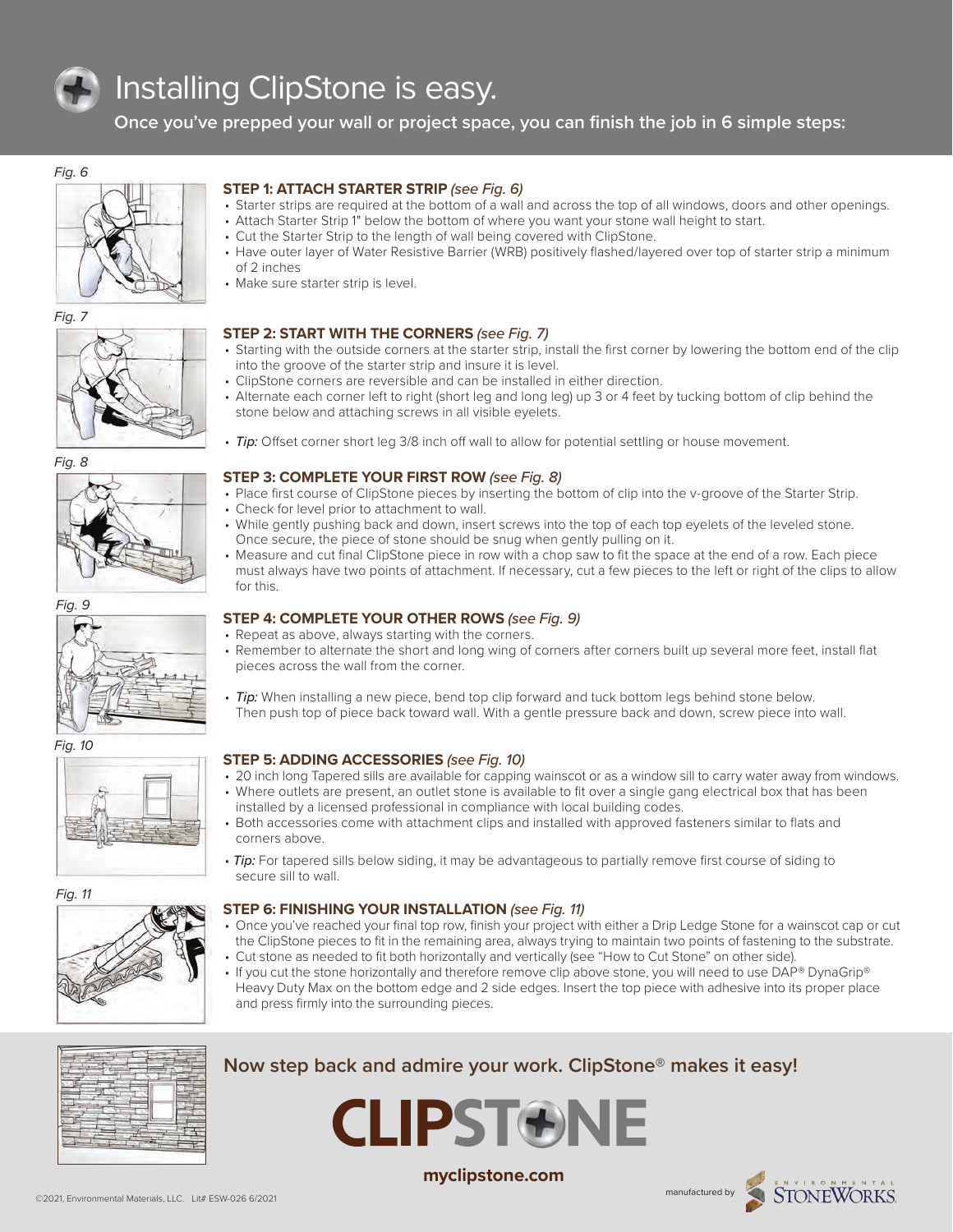# Installing ClipStone is easy.

**Once you've prepped your wall or project space, you can finish the job in 6 simple steps:**

Fig. 6

### STEP 1: ATTACH STARTER STRIP *(see Fig. 6)*

- Starter strips are required at the bottom of a wall and across the top of all windows, doors and other openings.
- Attach Starter Strip 1" below the bottom of where you want your stone wall height to start.
- Cut the Starter Strip to the length of wall being covered with ClipStone.
- Have outer layer of Water Resistive Barrier (WRB) positively flashed/layered over top of starter strip a minimum of 2 inches
- Make sure starter strip is level.

Fig. 7

### STEP 2: START WITH THE CORNERS *(see Fig. 7)*

- Starting with the outside corners at the starter strip, install the first corner by lowering the bottom end of the clip into the groove of the starter strip and insure it is level.
- ClipStone corners are reversible and can be installed in either direction.
- Alternate each corner left to right (short leg and long leg) up 3 or 4 feet by tucking bottom of clip behind the stone below and attaching screws in all visible eyelets.
- *Tip:* Offset corner short leg 3/8 inch off wall to allow for potential settling or house movement.

Fig. 8

### STEP 3: COMPLETE YOUR FIRST ROW *(see Fig. 8)*

- Place first course of ClipStone pieces by inserting the bottom of clip into the v-groove of the Starter Strip.
- Check for level prior to attachment to wall.
- While gently pushing back and down, insert screws into the top of each top eyelets of the leveled stone. Once secure, the piece of stone should be snug when gently pulling on it.
- Measure and cut final ClipStone piece in row with a chop saw to fit the space at the end of a row. Each piece must always have two points of attachment. If necessary, cut a few pieces to the left or right of the clips to allow for this.

Fig. 9

### STEP 4: COMPLETE YOUR OTHER ROWS *(see Fig. 9)*

- Repeat as above, always starting with the corners.
- Remember to alternate the short and long wing of corners after corners built up several more feet, install flat pieces across the wall from the corner.
- *Tip:* When installing a new piece, bend top clip forward and tuck bottom legs behind stone below. Then push top of piece back toward wall. With a gentle pressure back and down, screw piece into wall.

Fig. 10

### STEP 5: ADDING ACCESSORIES *(see Fig. 10)*

- 20 inch long Tapered sills are available for capping wainscot or as a window sill to carry water away from windows.
- Where outlets are present, an outlet stone is available to fit over a single gang electrical box that has been installed by a licensed professional in compliance with local building codes.
- Both accessories come with attachment clips and installed with approved fasteners similar to flats and corners above.
- *Tip:* For tapered sills below siding, it may be advantageous to partially remove first course of siding to secure sill to wall.

Fig. 11

### STEP 6: FINISHING YOUR INSTALLATION *(see Fig. 11)*

- Once you've reached your final top row, finish your project with either a Drip Ledge Stone for a wainscot cap or cut the ClipStone pieces to fit in the remaining area, always trying to maintain two points of fastening to the substrate.
- Cut stone as needed to fit both horizontally and vertically (see "How to Cut Stone" on other side).
- If you cut the stone horizontally and therefore remove clip above stone, you will need to use DAP® DynaGrip® Heavy Duty Max on the bottom edge and 2 side edges. Insert the top piece with adhesive into its proper place and press firmly into the surrounding pieces.

**Now step back and admire your work. ClipStone® makes it easy!**

CLIPSTONE

**myclipstone.com**

manufactured by ENVIRONMENTAL STONEWORKS

©2021, Environmental Materials, LLC. Lit# ESW-026 6/2021